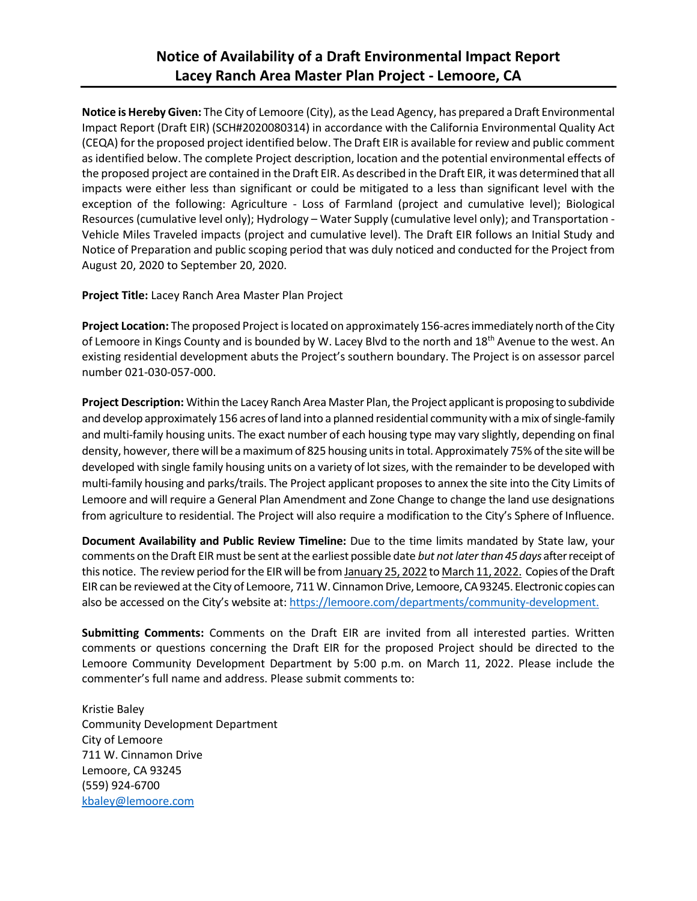# Notice of Availability of a Draft Environmental Impact Report
## Lacey Ranch Area Master Plan Project - Lemoore, CA

**Notice is Hereby Given:** The City of Lemoore (City), as the Lead Agency, has prepared a Draft Environmental Impact Report (Draft EIR) (SCH#2020080314) in accordance with the California Environmental Quality Act (CEQA) for the proposed project identified below. The Draft EIR is available for review and public comment as identified below. The complete Project description, location and the potential environmental effects of the proposed project are contained in the Draft EIR. As described in the Draft EIR, it was determined that all impacts were either less than significant or could be mitigated to a less than significant level with the exception of the following: Agriculture - Loss of Farmland (project and cumulative level); Biological Resources (cumulative level only); Hydrology – Water Supply (cumulative level only); and Transportation - Vehicle Miles Traveled impacts (project and cumulative level). The Draft EIR follows an Initial Study and Notice of Preparation and public scoping period that was duly noticed and conducted for the Project from August 20, 2020 to September 20, 2020.

**Project Title:** Lacey Ranch Area Master Plan Project

**Project Location:** The proposed Project is located on approximately 156-acres immediately north of the City of Lemoore in Kings County and is bounded by W. Lacey Blvd to the north and 18th Avenue to the west. An existing residential development abuts the Project's southern boundary. The Project is on assessor parcel number 021-030-057-000.

**Project Description:** Within the Lacey Ranch Area Master Plan, the Project applicant is proposing to subdivide and develop approximately 156 acres of land into a planned residential community with a mix of single-family and multi-family housing units. The exact number of each housing type may vary slightly, depending on final density, however, there will be a maximum of 825 housing units in total. Approximately 75% of the site will be developed with single family housing units on a variety of lot sizes, with the remainder to be developed with multi-family housing and parks/trails. The Project applicant proposes to annex the site into the City Limits of Lemoore and will require a General Plan Amendment and Zone Change to change the land use designations from agriculture to residential. The Project will also require a modification to the City's Sphere of Influence.

**Document Availability and Public Review Timeline:** Due to the time limits mandated by State law, your comments on the Draft EIR must be sent at the earliest possible date *but not later than 45 days* after receipt of this notice. The review period for the EIR will be from January 25, 2022 to March 11, 2022. Copies of the Draft EIR can be reviewed at the City of Lemoore, 711 W. Cinnamon Drive, Lemoore, CA 93245. Electronic copies can also be accessed on the City's website at: https://lemoore.com/departments/community-development.

**Submitting Comments:** Comments on the Draft EIR are invited from all interested parties. Written comments or questions concerning the Draft EIR for the proposed Project should be directed to the Lemoore Community Development Department by 5:00 p.m. on March 11, 2022. Please include the commenter's full name and address. Please submit comments to:

Kristie Baley
Community Development Department
City of Lemoore
711 W. Cinnamon Drive
Lemoore, CA 93245
(559) 924-6700
kbaley@lemoore.com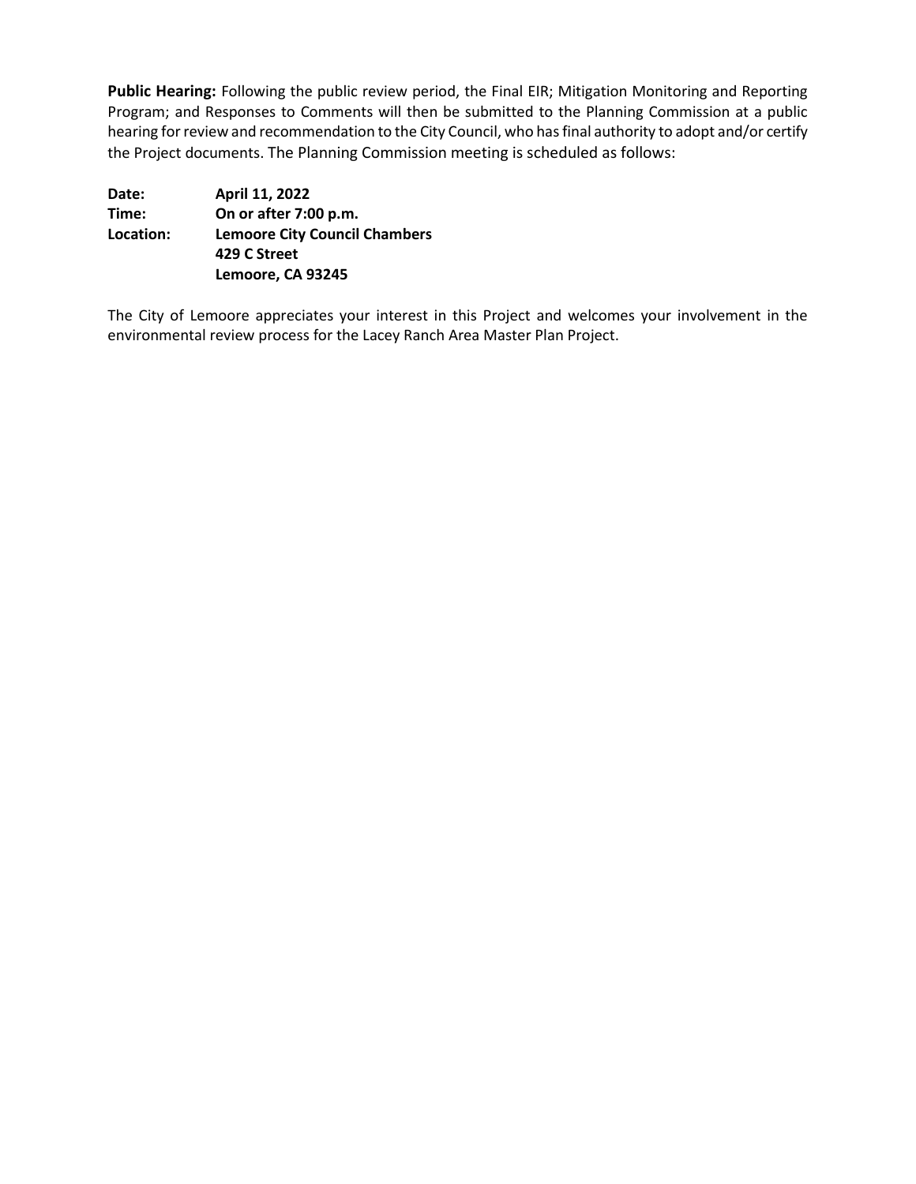**Public Hearing:** Following the public review period, the Final EIR; Mitigation Monitoring and Reporting Program; and Responses to Comments will then be submitted to the Planning Commission at a public hearing for review and recommendation to the City Council, who has final authority to adopt and/or certify the Project documents. The Planning Commission meeting is scheduled as follows:

**Date:** **April 11, 2022**
**Time:** **On or after 7:00 p.m.**
**Location:** **Lemoore City Council Chambers**
**429 C Street**
**Lemoore, CA 93245**

The City of Lemoore appreciates your interest in this Project and welcomes your involvement in the environmental review process for the Lacey Ranch Area Master Plan Project.